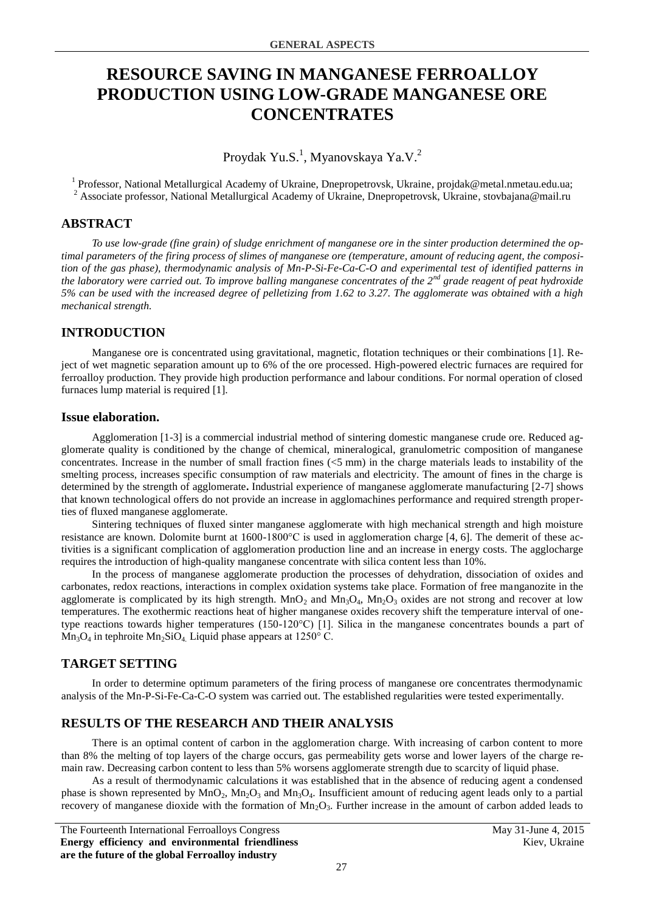# RESOURCE SAVING IN MANGANESE FERROALLOY PRODUCTION USING LOW-GRADE MANGANESE ORE CONCENTRATES

Proydak Yu.S.[1], Myanovskaya Ya.V.[2]

[1] Professor, National Metallurgical Academy of Ukraine, Dnepropetrovsk, Ukraine, projdak@metal.nmetau.edu.ua;
[2] Associate professor, National Metallurgical Academy of Ukraine, Dnepropetrovsk, Ukraine, stovbajana@mail.ru

## ABSTRACT

*To use low-grade (fine grain) of sludge enrichment of manganese ore in the sinter production determined the optimal parameters of the firing process of slimes of manganese ore (temperature, amount of reducing agent, the composition of the gas phase), thermodynamic analysis of Mn-P-Si-Fe-Ca-C-O and experimental test of identified patterns in the laboratory were carried out. To improve balling manganese concentrates of the 2^nd^ grade reagent of peat hydroxide 5% can be used with the increased degree of pelletizing from 1.62 to 3.27. The agglomerate was obtained with a high mechanical strength.*

## INTRODUCTION

Manganese ore is concentrated using gravitational, magnetic, flotation techniques or their combinations [1]. Reject of wet magnetic separation amount up to 6% of the ore processed. High-powered electric furnaces are required for ferroalloy production. They provide high production performance and labour conditions. For normal operation of closed furnaces lump material is required [1].

### Issue elaboration.

Agglomeration [1-3] is a commercial industrial method of sintering domestic manganese crude ore. Reduced agglomerate quality is conditioned by the change of chemical, mineralogical, granulometric composition of manganese concentrates. Increase in the number of small fraction fines (<5 mm) in the charge materials leads to instability of the smelting process, increases specific consumption of raw materials and electricity. The amount of fines in the charge is determined by the strength of agglomerate**.** Industrial experience of manganese agglomerate manufacturing [2-7] shows that known technological offers do not provide an increase in agglomachines performance and required strength properties of fluxed manganese agglomerate.

Sintering techniques of fluxed sinter manganese agglomerate with high mechanical strength and high moisture resistance are known. Dolomite burnt at 1600-1800°C is used in agglomeration charge [4, 6]. The demerit of these activities is a significant complication of agglomeration production line and an increase in energy costs. The agglocharge requires the introduction of high-quality manganese concentrate with silica content less than 10%.

In the process of manganese agglomerate production the processes of dehydration, dissociation of oxides and carbonates, redox reactions, interactions in complex oxidation systems take place. Formation of free manganozite in the agglomerate is complicated by its high strength. $MnO_2$ and $Mn_3O_4$, $Mn_2O_3$ oxides are not strong and recover at low temperatures. The exothermic reactions heat of higher manganese oxides recovery shift the temperature interval of one-type reactions towards higher temperatures (150-120°C) [1]. Silica in the manganese concentrates bounds a part of $Mn_3O_4$ in tephroite $Mn_2SiO_4$. Liquid phase appears at 1250° C.

## TARGET SETTING

In order to determine optimum parameters of the firing process of manganese ore concentrates thermodynamic analysis of the Mn-P-Si-Fe-Ca-C-O system was carried out. The established regularities were tested experimentally.

## RESULTS OF THE RESEARCH AND THEIR ANALYSIS

There is an optimal content of carbon in the agglomeration charge. With increasing of carbon content to more than 8% the melting of top layers of the charge occurs, gas permeability gets worse and lower layers of the charge remain raw. Decreasing carbon content to less than 5% worsens agglomerate strength due to scarcity of liquid phase.

As a result of thermodynamic calculations it was established that in the absence of reducing agent a condensed phase is shown represented by $MnO_2$, $Mn_2O_3$ and $Mn_3O_4$. Insufficient amount of reducing agent leads only to a partial recovery of manganese dioxide with the formation of $Mn_2O_3$. Further increase in the amount of carbon added leads to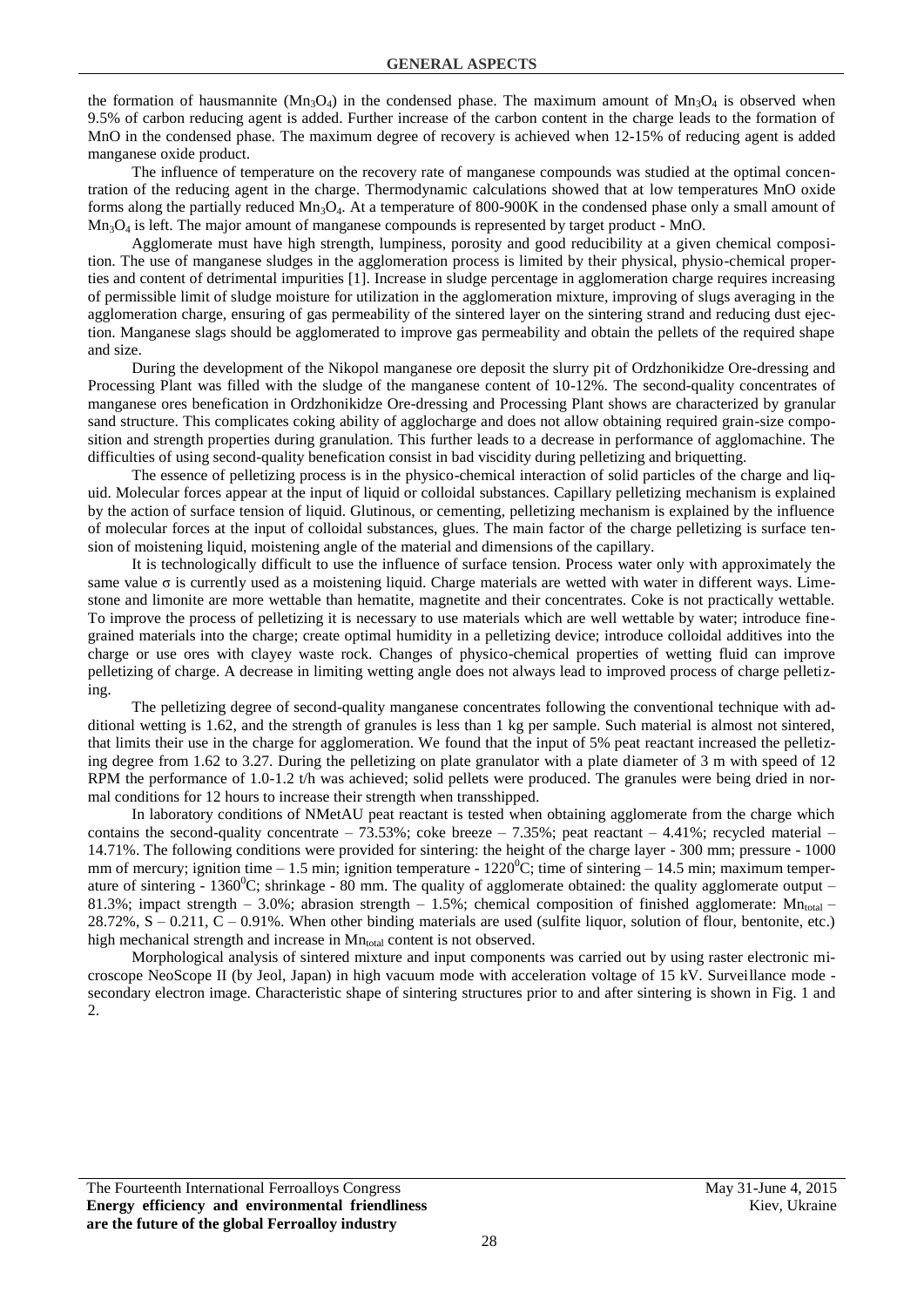the formation of hausmannite ($Mn_3O_4$) in the condensed phase. The maximum amount of $Mn_3O_4$ is observed when 9.5% of carbon reducing agent is added. Further increase of the carbon content in the charge leads to the formation of MnO in the condensed phase. The maximum degree of recovery is achieved when 12-15% of reducing agent is added manganese oxide product.

The influence of temperature on the recovery rate of manganese compounds was studied at the optimal concentration of the reducing agent in the charge. Thermodynamic calculations showed that at low temperatures MnO oxide forms along the partially reduced $Mn_3O_4$. At a temperature of 800-900K in the condensed phase only a small amount of $Mn_3O_4$ is left. The major amount of manganese compounds is represented by target product - MnO.

Agglomerate must have high strength, lumpiness, porosity and good reducibility at a given chemical composition. The use of manganese sludges in the agglomeration process is limited by their physical, physio-chemical properties and content of detrimental impurities [1]. Increase in sludge percentage in agglomeration charge requires increasing of permissible limit of sludge moisture for utilization in the agglomeration mixture, improving of slugs averaging in the agglomeration charge, ensuring of gas permeability of the sintered layer on the sintering strand and reducing dust ejection. Manganese slags should be agglomerated to improve gas permeability and obtain the pellets of the required shape and size.

During the development of the Nikopol manganese ore deposit the slurry pit of Ordzhonikidze Ore-dressing and Processing Plant was filled with the sludge of the manganese content of 10-12%. The second-quality concentrates of manganese ores benefication in Ordzhonikidze Ore-dressing and Processing Plant shows are characterized by granular sand structure. This complicates coking ability of agglocharge and does not allow obtaining required grain-size composition and strength properties during granulation. This further leads to a decrease in performance of agglomachine. The difficulties of using second-quality benefication consist in bad viscidity during pelletizing and briquetting.

The essence of pelletizing process is in the physico-chemical interaction of solid particles of the charge and liquid. Molecular forces appear at the input of liquid or colloidal substances. Capillary pelletizing mechanism is explained by the action of surface tension of liquid. Glutinous, or cementing, pelletizing mechanism is explained by the influence of molecular forces at the input of colloidal substances, glues. The main factor of the charge pelletizing is surface tension of moistening liquid, moistening angle of the material and dimensions of the capillary.

It is technologically difficult to use the influence of surface tension. Process water only with approximately the same value $\sigma$ is currently used as a moistening liquid. Charge materials are wetted with water in different ways. Limestone and limonite are more wettable than hematite, magnetite and their concentrates. Coke is not practically wettable. To improve the process of pelletizing it is necessary to use materials which are well wettable by water; introduce fine-grained materials into the charge; create optimal humidity in a pelletizing device; introduce colloidal additives into the charge or use ores with clayey waste rock. Changes of physico-chemical properties of wetting fluid can improve pelletizing of charge. A decrease in limiting wetting angle does not always lead to improved process of charge pelletizing.

The pelletizing degree of second-quality manganese concentrates following the conventional technique with additional wetting is 1.62, and the strength of granules is less than 1 kg per sample. Such material is almost not sintered, that limits their use in the charge for agglomeration. We found that the input of 5% peat reactant increased the pelletizing degree from 1.62 to 3.27. During the pelletizing on plate granulator with a plate diameter of 3 m with speed of 12 RPM the performance of 1.0-1.2 t/h was achieved; solid pellets were produced. The granules were being dried in normal conditions for 12 hours to increase their strength when transshipped.

In laboratory conditions of NMetAU peat reactant is tested when obtaining agglomerate from the charge which contains the second-quality concentrate – 73.53%; coke breeze – 7.35%; peat reactant – 4.41%; recycled material – 14.71%. The following conditions were provided for sintering: the height of the charge layer - 300 mm; pressure - 1000 mm of mercury; ignition time – 1.5 min; ignition temperature - 1220$^0$C; time of sintering – 14.5 min; maximum temperature of sintering - 1360$^0$C; shrinkage - 80 mm. The quality of agglomerate obtained: the quality agglomerate output – 81.3%; impact strength – 3.0%; abrasion strength – 1.5%; chemical composition of finished agglomerate: $Mn_{total}$ – 28.72%, S – 0.211, C – 0.91%. When other binding materials are used (sulfite liquor, solution of flour, bentonite, etc.) high mechanical strength and increase in $Mn_{total}$ content is not observed.

Morphological analysis of sintered mixture and input components was carried out by using raster electronic microscope NeoScope II (by Jeol, Japan) in high vacuum mode with acceleration voltage of 15 kV. Surveillance mode - secondary electron image. Characteristic shape of sintering structures prior to and after sintering is shown in Fig. 1 and 2.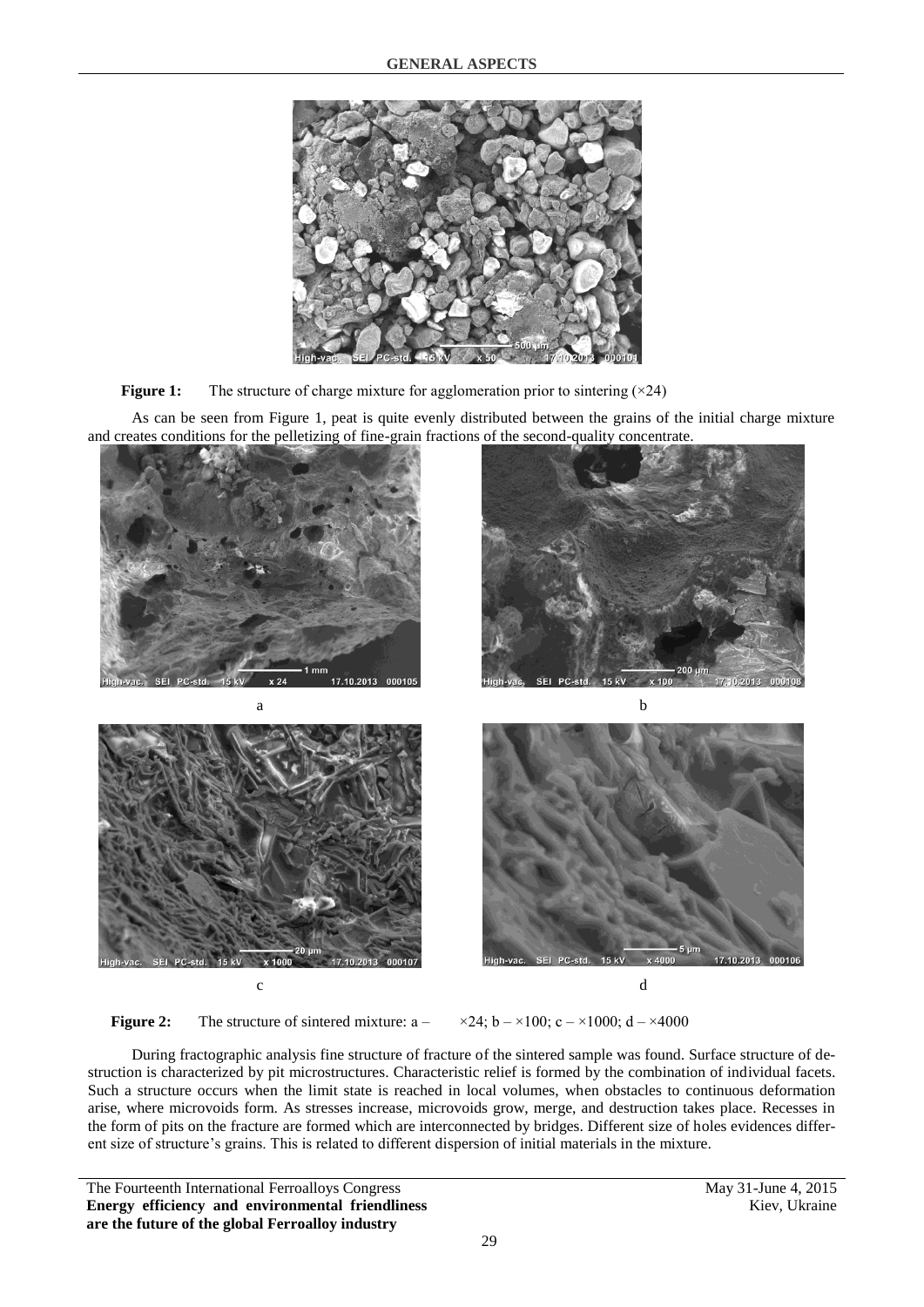**Figure 1:** The structure of charge mixture for agglomeration prior to sintering (×24)

As can be seen from Figure 1, peat is quite evenly distributed between the grains of the initial charge mixture and creates conditions for the pelletizing of fine-grain fractions of the second-quality concentrate.

**Figure 2:** The structure of sintered mixture: a – ×24; b – ×100; c – ×1000; d – ×4000

During fractographic analysis fine structure of fracture of the sintered sample was found. Surface structure of destruction is characterized by pit microstructures. Characteristic relief is formed by the combination of individual facets. Such a structure occurs when the limit state is reached in local volumes, when obstacles to continuous deformation arise, where microvoids form. As stresses increase, microvoids grow, merge, and destruction takes place. Recesses in the form of pits on the fracture are formed which are interconnected by bridges. Different size of holes evidences different size of structure's grains. This is related to different dispersion of initial materials in the mixture.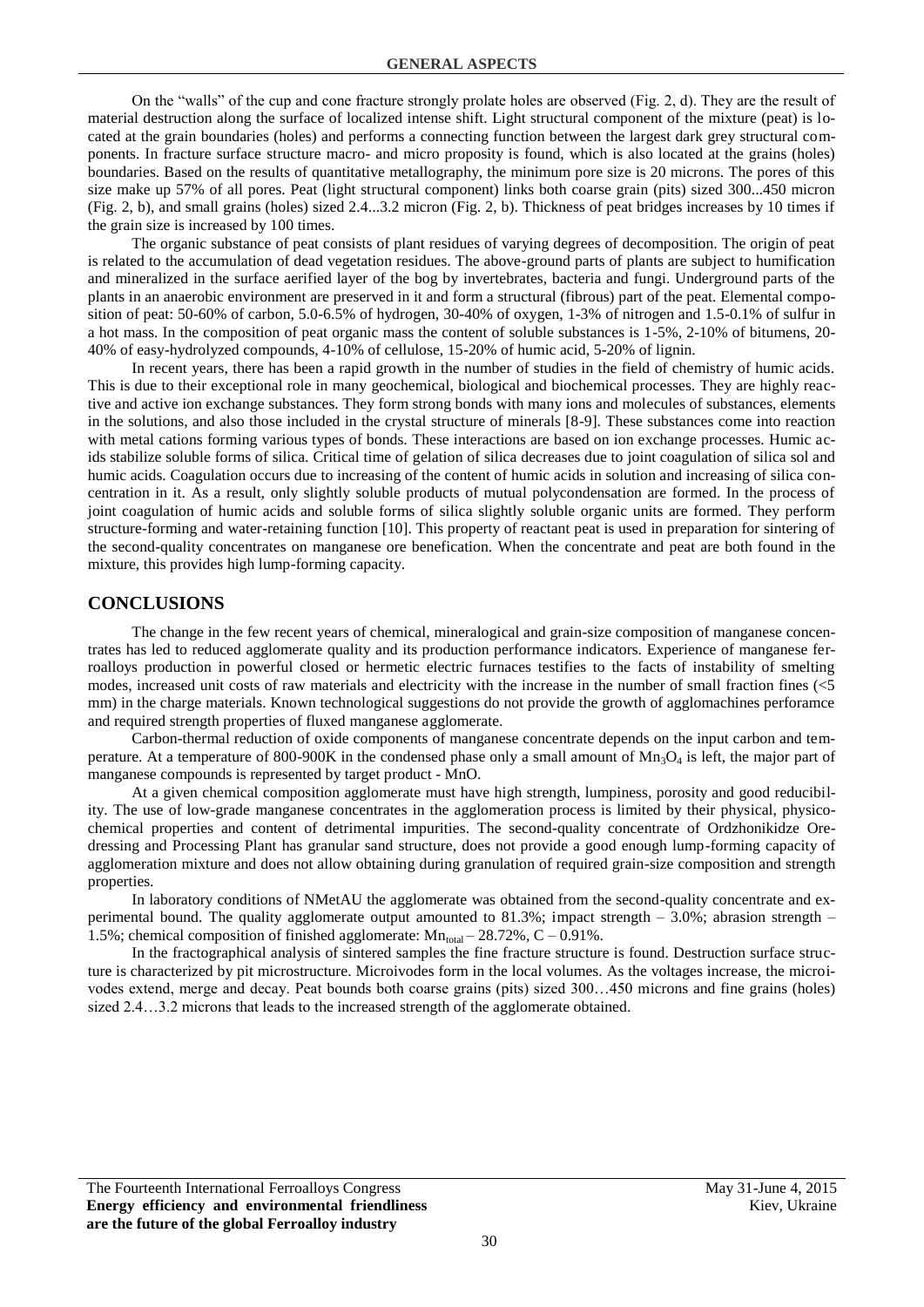On the "walls" of the cup and cone fracture strongly prolate holes are observed (Fig. 2, d). They are the result of material destruction along the surface of localized intense shift. Light structural component of the mixture (peat) is located at the grain boundaries (holes) and performs a connecting function between the largest dark grey structural components. In fracture surface structure macro- and micro proposity is found, which is also located at the grains (holes) boundaries. Based on the results of quantitative metallography, the minimum pore size is 20 microns. The pores of this size make up 57% of all pores. Peat (light structural component) links both coarse grain (pits) sized 300...450 micron (Fig. 2, b), and small grains (holes) sized 2.4...3.2 micron (Fig. 2, b). Thickness of peat bridges increases by 10 times if the grain size is increased by 100 times.

The organic substance of peat consists of plant residues of varying degrees of decomposition. The origin of peat is related to the accumulation of dead vegetation residues. The above-ground parts of plants are subject to humification and mineralized in the surface aerified layer of the bog by invertebrates, bacteria and fungi. Underground parts of the plants in an anaerobic environment are preserved in it and form a structural (fibrous) part of the peat. Elemental composition of peat: 50-60% of carbon, 5.0-6.5% of hydrogen, 30-40% of oxygen, 1-3% of nitrogen and 1.5-0.1% of sulfur in a hot mass. In the composition of peat organic mass the content of soluble substances is 1-5%, 2-10% of bitumens, 20-40% of easy-hydrolyzed compounds, 4-10% of cellulose, 15-20% of humic acid, 5-20% of lignin.

In recent years, there has been a rapid growth in the number of studies in the field of chemistry of humic acids. This is due to their exceptional role in many geochemical, biological and biochemical processes. They are highly reactive and active ion exchange substances. They form strong bonds with many ions and molecules of substances, elements in the solutions, and also those included in the crystal structure of minerals [8-9]. These substances come into reaction with metal cations forming various types of bonds. These interactions are based on ion exchange processes. Humic acids stabilize soluble forms of silica. Critical time of gelation of silica decreases due to joint coagulation of silica sol and humic acids. Coagulation occurs due to increasing of the content of humic acids in solution and increasing of silica concentration in it. As a result, only slightly soluble products of mutual polycondensation are formed. In the process of joint coagulation of humic acids and soluble forms of silica slightly soluble organic units are formed. They perform structure-forming and water-retaining function [10]. This property of reactant peat is used in preparation for sintering of the second-quality concentrates on manganese ore benefication. When the concentrate and peat are both found in the mixture, this provides high lump-forming capacity.

## CONCLUSIONS

The change in the few recent years of chemical, mineralogical and grain-size composition of manganese concentrates has led to reduced agglomerate quality and its production performance indicators. Experience of manganese ferroalloys production in powerful closed or hermetic electric furnaces testifies to the facts of instability of smelting modes, increased unit costs of raw materials and electricity with the increase in the number of small fraction fines (<5 mm) in the charge materials. Known technological suggestions do not provide the growth of agglomachines perforamce and required strength properties of fluxed manganese agglomerate.

Carbon-thermal reduction of oxide components of manganese concentrate depends on the input carbon and temperature. At a temperature of 800-900K in the condensed phase only a small amount of $Mn_3O_4$ is left, the major part of manganese compounds is represented by target product - MnO.

At a given chemical composition agglomerate must have high strength, lumpiness, porosity and good reducibility. The use of low-grade manganese concentrates in the agglomeration process is limited by their physical, physicochemical properties and content of detrimental impurities. The second-quality concentrate of Ordzhonikidze Ore-dressing and Processing Plant has granular sand structure, does not provide a good enough lump-forming capacity of agglomeration mixture and does not allow obtaining during granulation of required grain-size composition and strength properties.

In laboratory conditions of NMetAU the agglomerate was obtained from the second-quality concentrate and experimental bound. The quality agglomerate output amounted to 81.3%; impact strength – 3.0%; abrasion strength – 1.5%; chemical composition of finished agglomerate: $Mn_{total}$ – 28.72%, C – 0.91%.

In the fractographical analysis of sintered samples the fine fracture structure is found. Destruction surface structure is characterized by pit microstructure. Microivodes form in the local volumes. As the voltages increase, the microivodes extend, merge and decay. Peat bounds both coarse grains (pits) sized 300…450 microns and fine grains (holes) sized 2.4…3.2 microns that leads to the increased strength of the agglomerate obtained.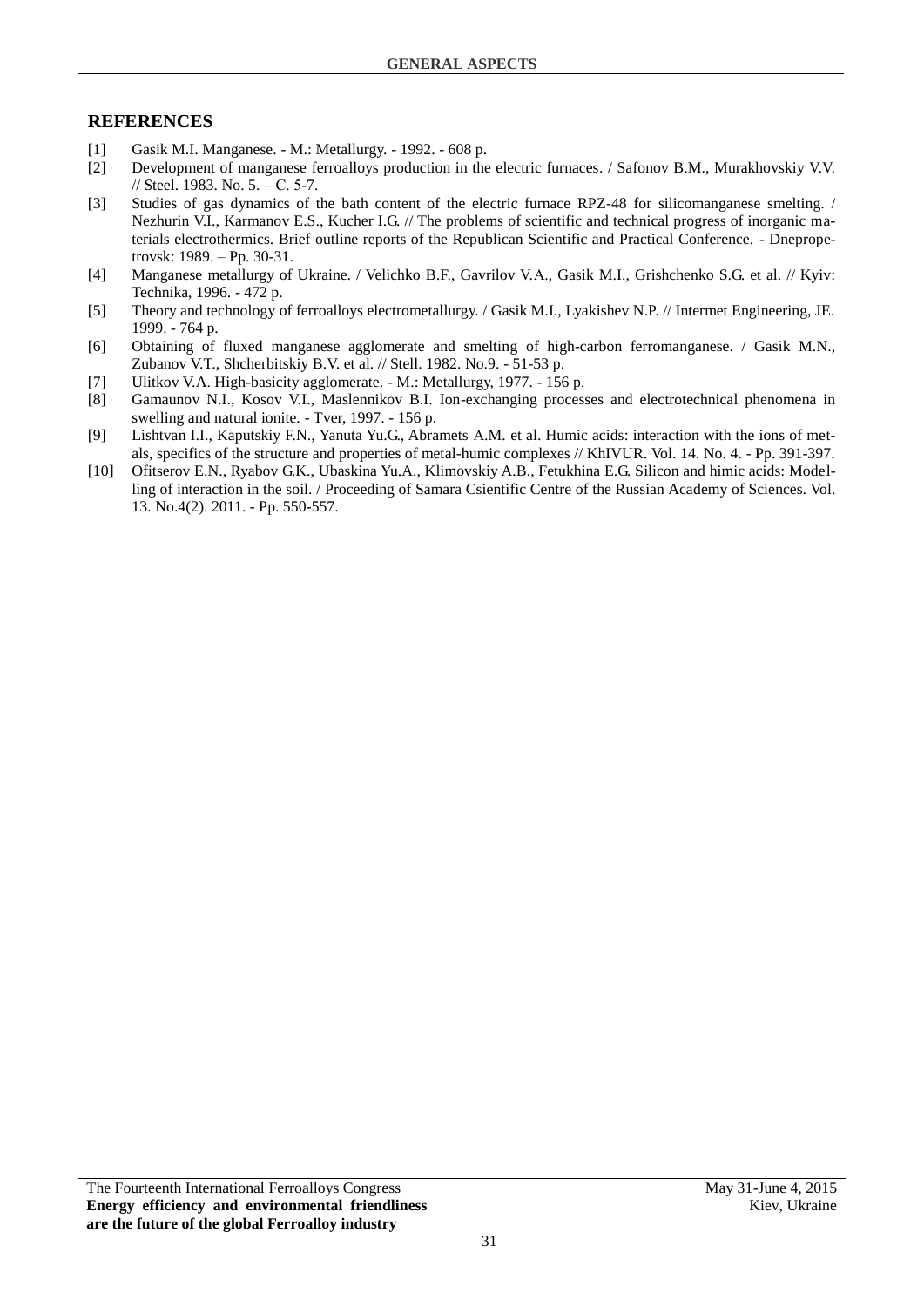## REFERENCES

[1] Gasik M.I. Manganese. - M.: Metallurgy. - 1992. - 608 p.

[2] Development of manganese ferroalloys production in the electric furnaces. / Safonov B.M., Murakhovskiy V.V. // Steel. 1983. No. 5. – C. 5-7.

[3] Studies of gas dynamics of the bath content of the electric furnace RPZ-48 for silicomanganese smelting. / Nezhurin V.I., Karmanov E.S., Kucher I.G. // The problems of scientific and technical progress of inorganic materials electrothermics. Brief outline reports of the Republican Scientific and Practical Conference. - Dnepropetrovsk: 1989. – Pp. 30-31.

[4] Manganese metallurgy of Ukraine. / Velichko B.F., Gavrilov V.A., Gasik M.I., Grishchenko S.G. et al. // Kyiv: Technika, 1996. - 472 p.

[5] Theory and technology of ferroalloys electrometallurgy. / Gasik M.I., Lyakishev N.P. // Intermet Engineering, JE. 1999. - 764 p.

[6] Obtaining of fluxed manganese agglomerate and smelting of high-carbon ferromanganese. / Gasik M.N., Zubanov V.T., Shcherbitskiy B.V. et al. // Stell. 1982. No.9. - 51-53 p.

[7] Ulitkov V.A. High-basicity agglomerate. - M.: Metallurgy, 1977. - 156 p.

[8] Gamaunov N.I., Kosov V.I., Maslennikov B.I. Ion-exchanging processes and electrotechnical phenomena in swelling and natural ionite. - Tver, 1997. - 156 p.

[9] Lishtvan I.I., Kaputskiy F.N., Yanuta Yu.G., Abramets A.M. et al. Humic acids: interaction with the ions of metals, specifics of the structure and properties of metal-humic complexes // KhIVUR. Vol. 14. No. 4. - Pp. 391-397.

[10] Ofitserov E.N., Ryabov G.K., Ubaskina Yu.A., Klimovskiy A.B., Fetukhina E.G. Silicon and himic acids: Modelling of interaction in the soil. / Proceeding of Samara Csientific Centre of the Russian Academy of Sciences. Vol. 13. No.4(2). 2011. - Pp. 550-557.